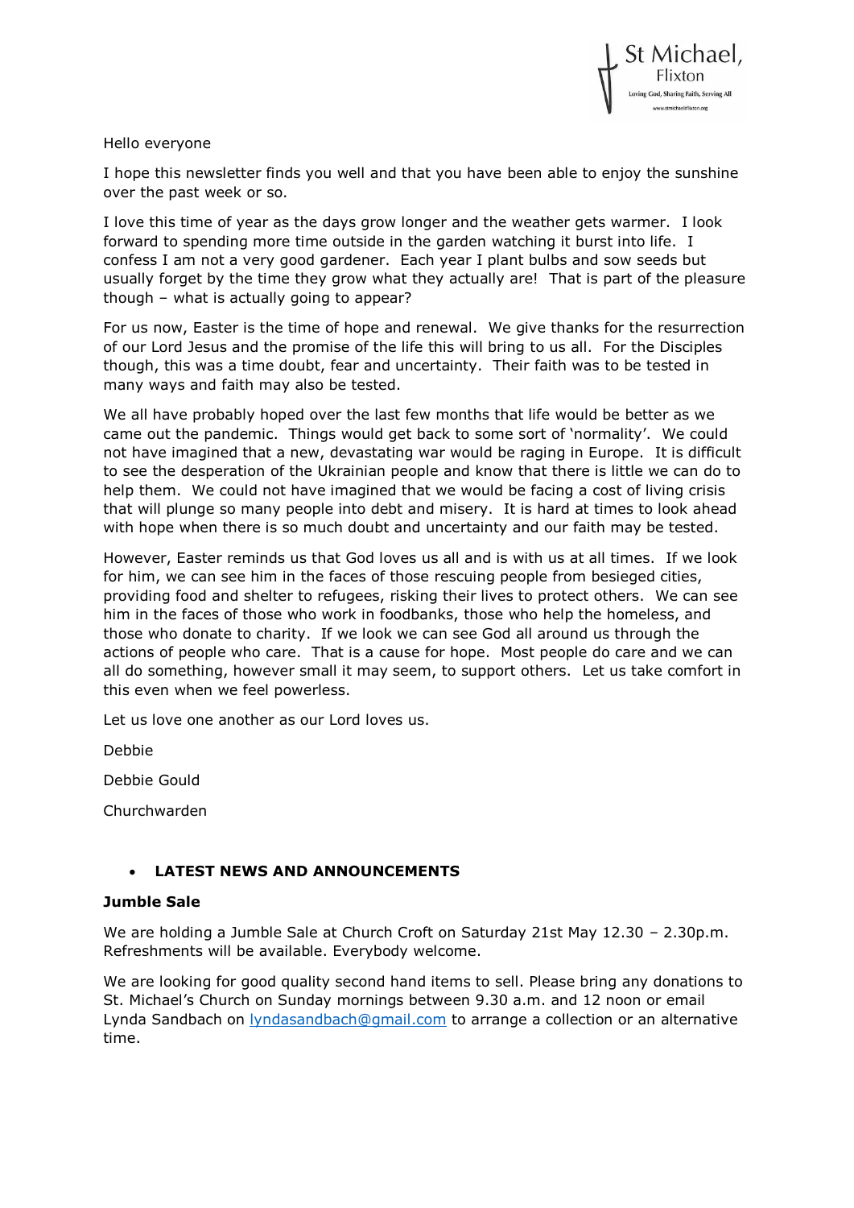Hello everyone

I hope this newsletter finds you well and that you have been able to enjoy the sunshine over the past week or so.

I love this time of year as the days grow longer and the weather gets warmer. I look forward to spending more time outside in the garden watching it burst into life. I confess I am not a very good gardener. Each year I plant bulbs and sow seeds but usually forget by the time they grow what they actually are! That is part of the pleasure though – what is actually going to appear?

For us now, Easter is the time of hope and renewal. We give thanks for the resurrection of our Lord Jesus and the promise of the life this will bring to us all. For the Disciples though, this was a time doubt, fear and uncertainty. Their faith was to be tested in many ways and faith may also be tested.

We all have probably hoped over the last few months that life would be better as we came out the pandemic. Things would get back to some sort of 'normality'. We could not have imagined that a new, devastating war would be raging in Europe. It is difficult to see the desperation of the Ukrainian people and know that there is little we can do to help them. We could not have imagined that we would be facing a cost of living crisis that will plunge so many people into debt and misery. It is hard at times to look ahead with hope when there is so much doubt and uncertainty and our faith may be tested.

However, Easter reminds us that God loves us all and is with us at all times. If we look for him, we can see him in the faces of those rescuing people from besieged cities, providing food and shelter to refugees, risking their lives to protect others. We can see him in the faces of those who work in foodbanks, those who help the homeless, and those who donate to charity. If we look we can see God all around us through the actions of people who care. That is a cause for hope. Most people do care and we can all do something, however small it may seem, to support others. Let us take comfort in this even when we feel powerless.

Let us love one another as our Lord loves us.

Debbie

Debbie Gould

Churchwarden

- **LATEST NEWS AND ANNOUNCEMENTS**

**Jumble Sale**

We are holding a Jumble Sale at Church Croft on Saturday 21st May 12.30 – 2.30p.m. Refreshments will be available. Everybody welcome.

We are looking for good quality second hand items to sell. Please bring any donations to St. Michael's Church on Sunday mornings between 9.30 a.m. and 12 noon or email Lynda Sandbach on lyndasandbach@gmail.com to arrange a collection or an alternative time.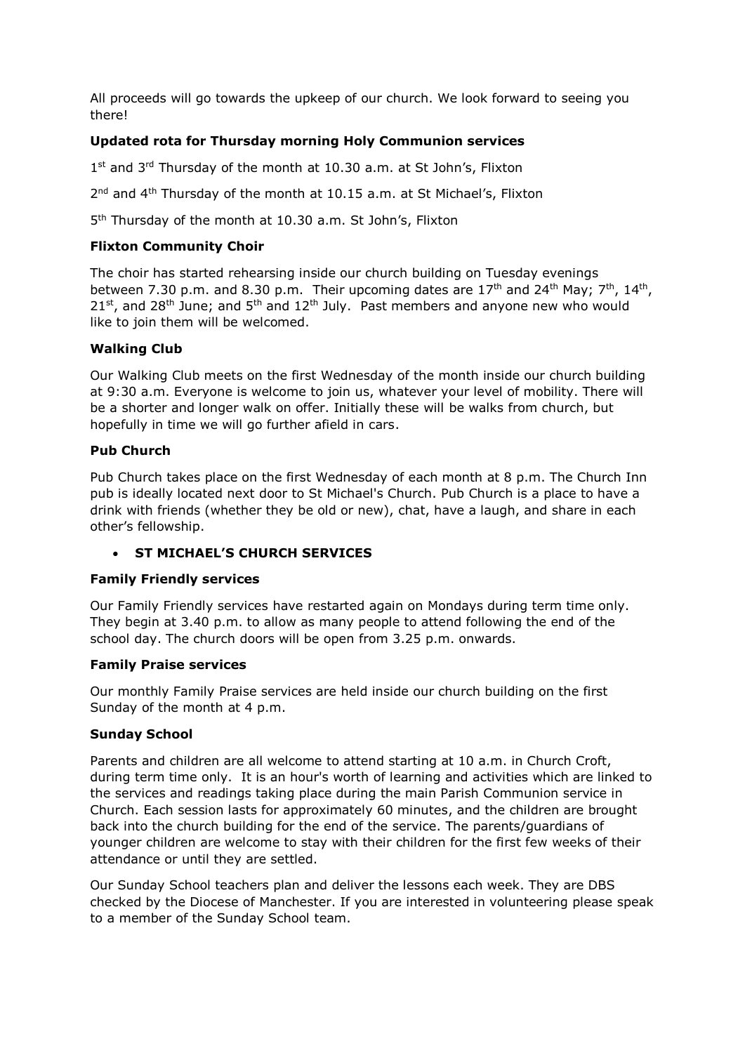All proceeds will go towards the upkeep of our church. We look forward to seeing you there!

**Updated rota for Thursday morning Holy Communion services**

1st and 3rd Thursday of the month at 10.30 a.m. at St John's, Flixton

2nd and 4th Thursday of the month at 10.15 a.m. at St Michael's, Flixton

5th Thursday of the month at 10.30 a.m. St John's, Flixton

**Flixton Community Choir**

The choir has started rehearsing inside our church building on Tuesday evenings between 7.30 p.m. and 8.30 p.m. Their upcoming dates are 17th and 24th May; 7th, 14th, 21st, and 28th June; and 5th and 12th July. Past members and anyone new who would like to join them will be welcomed.

**Walking Club**

Our Walking Club meets on the first Wednesday of the month inside our church building at 9:30 a.m. Everyone is welcome to join us, whatever your level of mobility. There will be a shorter and longer walk on offer. Initially these will be walks from church, but hopefully in time we will go further afield in cars.

**Pub Church**

Pub Church takes place on the first Wednesday of each month at 8 p.m. The Church Inn pub is ideally located next door to St Michael's Church. Pub Church is a place to have a drink with friends (whether they be old or new), chat, have a laugh, and share in each other's fellowship.

- **ST MICHAEL'S CHURCH SERVICES**

**Family Friendly services**

Our Family Friendly services have restarted again on Mondays during term time only. They begin at 3.40 p.m. to allow as many people to attend following the end of the school day. The church doors will be open from 3.25 p.m. onwards.

**Family Praise services**

Our monthly Family Praise services are held inside our church building on the first Sunday of the month at 4 p.m.

**Sunday School**

Parents and children are all welcome to attend starting at 10 a.m. in Church Croft, during term time only. It is an hour's worth of learning and activities which are linked to the services and readings taking place during the main Parish Communion service in Church. Each session lasts for approximately 60 minutes, and the children are brought back into the church building for the end of the service. The parents/guardians of younger children are welcome to stay with their children for the first few weeks of their attendance or until they are settled.

Our Sunday School teachers plan and deliver the lessons each week. They are DBS checked by the Diocese of Manchester. If you are interested in volunteering please speak to a member of the Sunday School team.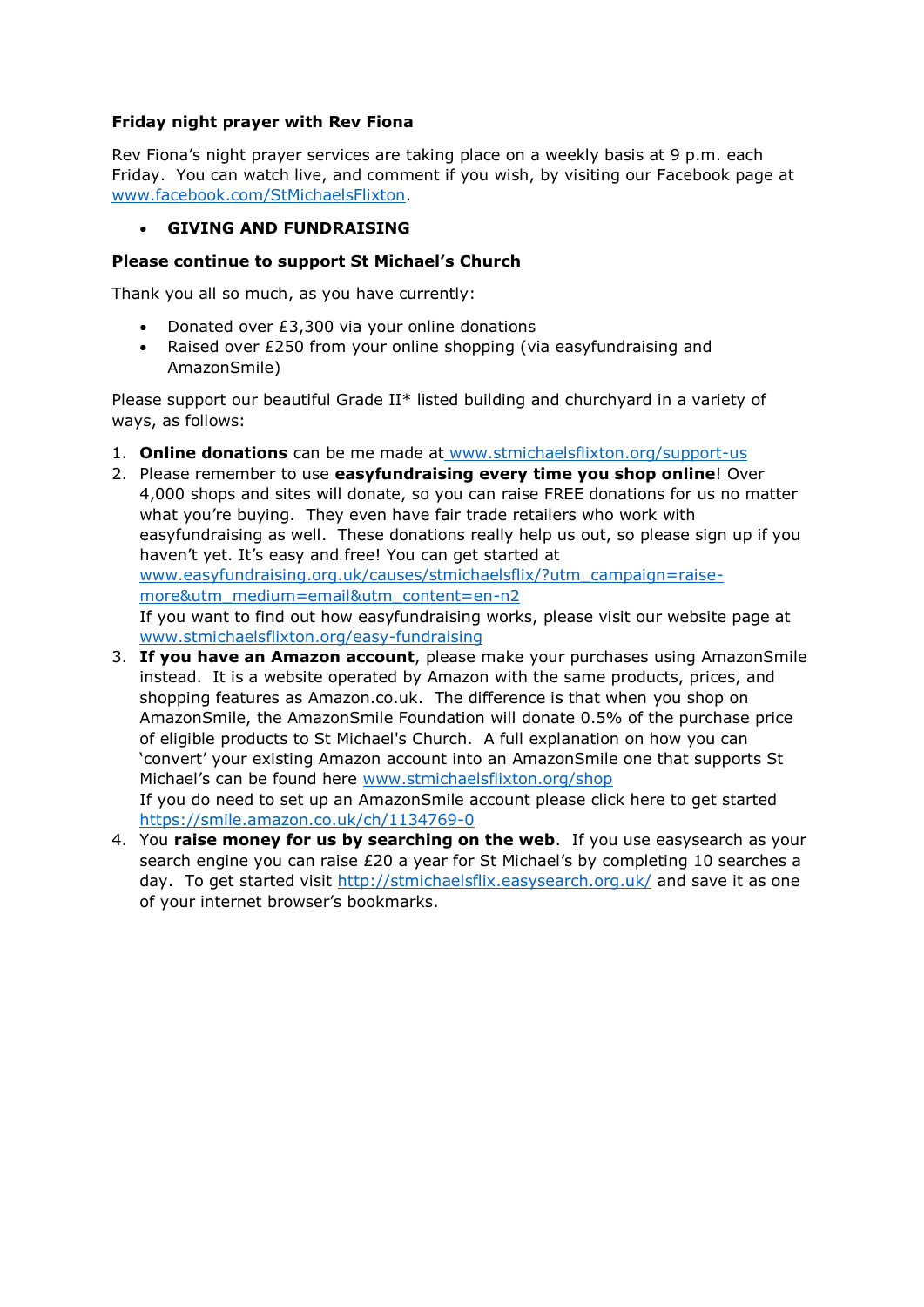**Friday night prayer with Rev Fiona**

Rev Fiona's night prayer services are taking place on a weekly basis at 9 p.m. each Friday. You can watch live, and comment if you wish, by visiting our Facebook page at www.facebook.com/StMichaelsFlixton.

- **GIVING AND FUNDRAISING**

**Please continue to support St Michael's Church**

Thank you all so much, as you have currently:

- Donated over £3,300 via your online donations
- Raised over £250 from your online shopping (via easyfundraising and AmazonSmile)

Please support our beautiful Grade II* listed building and churchyard in a variety of ways, as follows:

1. **Online donations** can be me made at www.stmichaelsflixton.org/support-us
2. Please remember to use **easyfundraising every time you shop online**! Over 4,000 shops and sites will donate, so you can raise FREE donations for us no matter what you're buying. They even have fair trade retailers who work with easyfundraising as well. These donations really help us out, so please sign up if you haven't yet. It's easy and free! You can get started at www.easyfundraising.org.uk/causes/stmichaelsflix/?utm_campaign=raise-more&utm_medium=email&utm_content=en-n2
   If you want to find out how easyfundraising works, please visit our website page at www.stmichaelsflixton.org/easy-fundraising
3. **If you have an Amazon account**, please make your purchases using AmazonSmile instead. It is a website operated by Amazon with the same products, prices, and shopping features as Amazon.co.uk. The difference is that when you shop on AmazonSmile, the AmazonSmile Foundation will donate 0.5% of the purchase price of eligible products to St Michael's Church. A full explanation on how you can 'convert' your existing Amazon account into an AmazonSmile one that supports St Michael's can be found here www.stmichaelsflixton.org/shop
   If you do need to set up an AmazonSmile account please click here to get started https://smile.amazon.co.uk/ch/1134769-0
4. You **raise money for us by searching on the web**. If you use easysearch as your search engine you can raise £20 a year for St Michael's by completing 10 searches a day. To get started visit http://stmichaelsflix.easysearch.org.uk/ and save it as one of your internet browser's bookmarks.